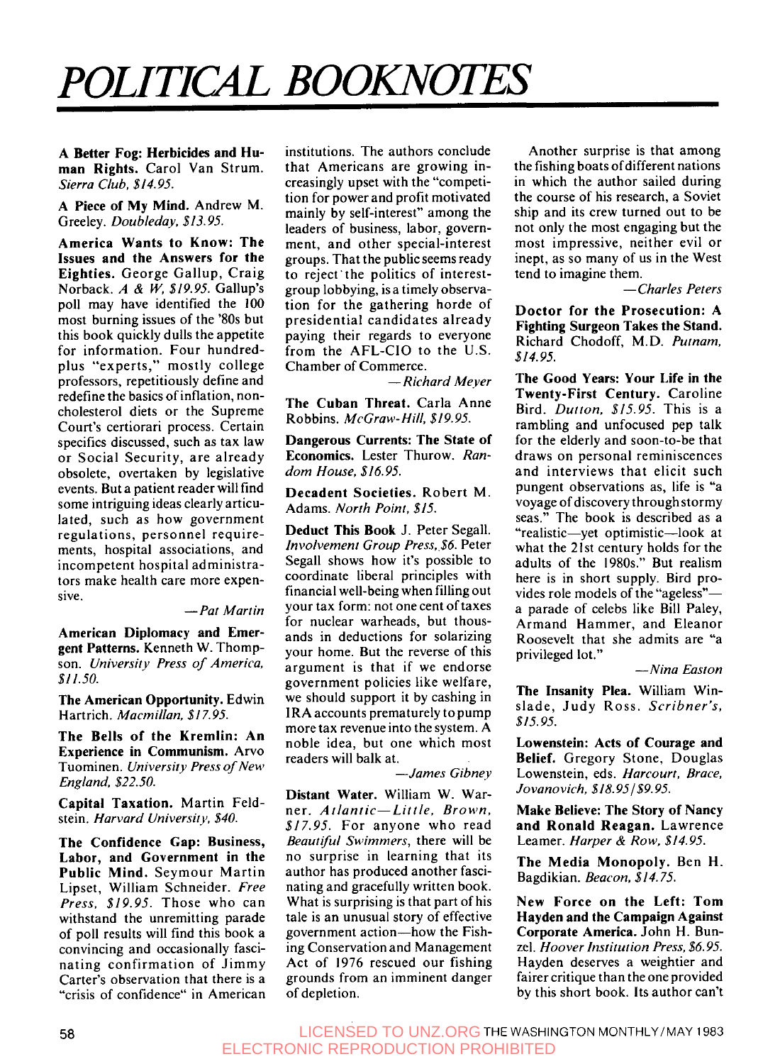# POLITICAL BOOKNOTES

**A Better Fog: Herbicides and Human Rights.** Carol Van Strum. *Sierra Club, $14.95.*

**A Piece of My Mind.** Andrew M. Greeley. *Doubleday, $13.95.*

**America Wants to Know: The Issues and the Answers for the Eighties.** George Gallup, Craig Norback. *A & W, $19.95.* Gallup's poll may have identified the 100 most burning issues of the '80s but this book quickly dulls the appetite for information. Four hundred-plus "experts," mostly college professors, repetitiously define and redefine the basics of inflation, non-cholesterol diets or the Supreme Court's certiorari process. Certain specifics discussed, such as tax law or Social Security, are already obsolete, overtaken by legislative events. But a patient reader will find some intriguing ideas clearly articulated, such as how government regulations, personnel requirements, hospital associations, and incompetent hospital administrators make health care more expensive.

*—Pat Martin*

**American Diplomacy and Emergent Patterns.** Kenneth W. Thompson. *University Press of America, $11.50.*

**The American Opportunity.** Edwin Hartrich. *Macmillan, $17.95.*

**The Bells of the Kremlin: An Experience in Communism.** Arvo Tuominen. *University Press of New England, $22.50.*

**Capital Taxation.** Martin Feldstein. *Harvard University, $40.*

**The Confidence Gap: Business, Labor, and Government in the Public Mind.** Seymour Martin Lipset, William Schneider. *Free Press, $19.95.* Those who can withstand the unremitting parade of poll results will find this book a convincing and occasionally fascinating confirmation of Jimmy Carter's observation that there is a "crisis of confidence" in American institutions. The authors conclude that Americans are growing increasingly upset with the "competition for power and profit motivated mainly by self-interest" among the leaders of business, labor, government, and other special-interest groups. That the public seems ready to reject the politics of interest-group lobbying, is a timely observation for the gathering horde of presidential candidates already paying their regards to everyone from the AFL-CIO to the U.S. Chamber of Commerce.

*—Richard Meyer*

**The Cuban Threat.** Carla Anne Robbins. *McGraw-Hill, $19.95.*

**Dangerous Currents: The State of Economics.** Lester Thurow. *Random House, $16.95.*

**Decadent Societies.** Robert M. Adams. *North Point, $15.*

**Deduct This Book** J. Peter Segall. *Involvement Group Press, $6.* Peter Segall shows how it's possible to coordinate liberal principles with financial well-being when filling out your tax form: not one cent of taxes for nuclear warheads, but thousands in deductions for solarizing your home. But the reverse of this argument is that if we endorse government policies like welfare, we should support it by cashing in IRA accounts prematurely to pump more tax revenue into the system. A noble idea, but one which most readers will balk at.

*—James Gibney*

**Distant Water.** William W. Warner. *Atlantic—Little, Brown, $17.95.* For anyone who read *Beautiful Swimmers*, there will be no surprise in learning that its author has produced another fascinating and gracefully written book. What is surprising is that part of his tale is an unusual story of effective government action—how the Fishing Conservation and Management Act of 1976 rescued our fishing grounds from an imminent danger of depletion.

Another surprise is that among the fishing boats of different nations in which the author sailed during the course of his research, a Soviet ship and its crew turned out to be not only the most engaging but the most impressive, neither evil or inept, as so many of us in the West tend to imagine them.

*—Charles Peters*

**Doctor for the Prosecution: A Fighting Surgeon Takes the Stand.** Richard Chodoff, M.D. *Putnam, $14.95.*

**The Good Years: Your Life in the Twenty-First Century.** Caroline Bird. *Dutton, $15.95.* This is a rambling and unfocused pep talk for the elderly and soon-to-be that draws on personal reminiscences and interviews that elicit such pungent observations as, life is "a voyage of discovery through stormy seas." The book is described as a "realistic—yet optimistic—look at what the 21st century holds for the adults of the 1980s." But realism here is in short supply. Bird provides role models of the "ageless"—a parade of celebs like Bill Paley, Armand Hammer, and Eleanor Roosevelt that she admits are "a privileged lot."

*—Nina Easton*

**The Insanity Plea.** William Winslade, Judy Ross. *Scribner's, $15.95.*

**Lowenstein: Acts of Courage and Belief.** Gregory Stone, Douglas Lowenstein, eds. *Harcourt, Brace, Jovanovich, $18.95/$9.95.*

**Make Believe: The Story of Nancy and Ronald Reagan.** Lawrence Leamer. *Harper & Row, $14.95.*

**The Media Monopoly.** Ben H. Bagdikian. *Beacon, $14.75.*

**New Force on the Left: Tom Hayden and the Campaign Against Corporate America.** John H. Bunzel. *Hoover Institution Press, $6.95.* Hayden deserves a weightier and fairer critique than the one provided by this short book. Its author can't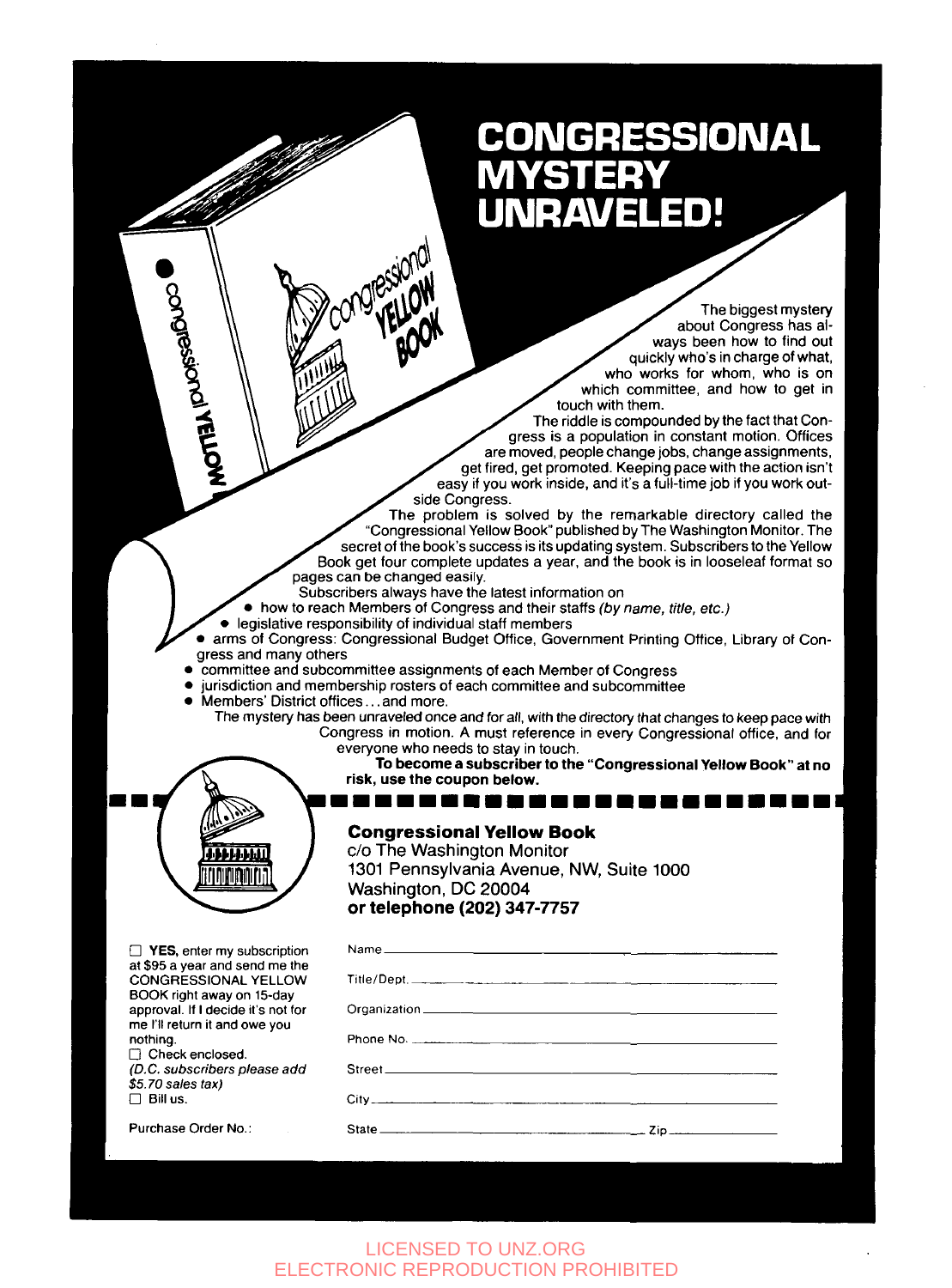# CONGRESSIONAL MYSTERY UNRAVELED!

The biggest mystery about Congress has always been how to find out quickly who's in charge of what, who works for whom, who is on which committee, and how to get in touch with them.

The riddle is compounded by the fact that Congress is a population in constant motion. Offices are moved, people change jobs, change assignments, get fired, get promoted. Keeping pace with the action isn't easy if you work inside, and it's a full-time job if you work outside Congress.

The problem is solved by the remarkable directory called the "Congressional Yellow Book" published by The Washington Monitor. The secret of the book's success is its updating system. Subscribers to the Yellow Book get four complete updates a year, and the book is in looseleaf format so pages can be changed easily.

Subscribers always have the latest information on

- how to reach Members of Congress and their staffs *(by name, title, etc.)*
- legislative responsibility of individual staff members
- arms of Congress: Congressional Budget Office, Government Printing Office, Library of Congress and many others
- committee and subcommittee assignments of each Member of Congress
- jurisdiction and membership rosters of each committee and subcommittee
- Members' District offices... and more.

The mystery has been unraveled once and for all, with the directory that changes to keep pace with Congress in motion. A must reference in every Congressional office, and for everyone who needs to stay in touch.

**To become a subscriber to the "Congressional Yellow Book" at no risk, use the coupon below.**

---

**Congressional Yellow Book**
c/o The Washington Monitor
1301 Pennsylvania Avenue, NW, Suite 1000
Washington, DC 20004
**or telephone (202) 347-7757**

☐ **YES,** enter my subscription at $95 a year and send me the CONGRESSIONAL YELLOW BOOK right away on 15-day approval. If I decide it's not for me I'll return it and owe you nothing.
☐ Check enclosed.
*(D.C. subscribers please add $5.70 sales tax)*
☐ Bill us.

Purchase Order No.:

Name ____________________
Title/Dept. ____________________
Organization ____________________
Phone No. ____________________
Street ____________________
City ____________________
State ____________________ Zip ____________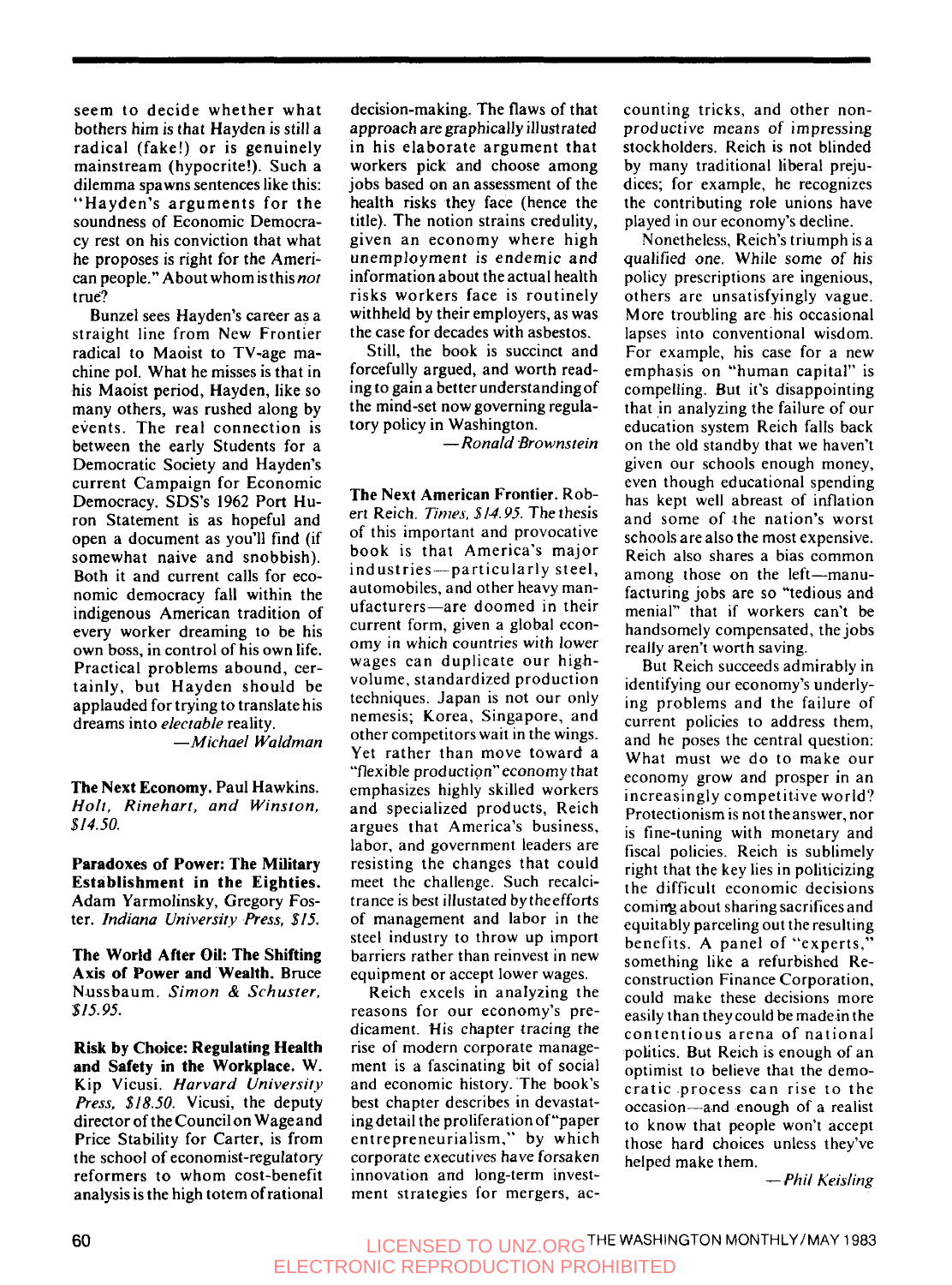seem to decide whether what bothers him is that Hayden is still a radical (fake!) or is genuinely mainstream (hypocrite!). Such a dilemma spawns sentences like this: "Hayden's arguments for the soundness of Economic Democracy rest on his conviction that what he proposes is right for the American people." About whom is this *not* true?

Bunzel sees Hayden's career as a straight line from New Frontier radical to Maoist to TV-age machine pol. What he misses is that in his Maoist period, Hayden, like so many others, was rushed along by events. The real connection is between the early Students for a Democratic Society and Hayden's current Campaign for Economic Democracy. SDS's 1962 Port Huron Statement is as hopeful and open a document as you'll find (if somewhat naive and snobbish). Both it and current calls for economic democracy fall within the indigenous American tradition of every worker dreaming to be his own boss, in control of his own life. Practical problems abound, certainly, but Hayden should be applauded for trying to translate his dreams into *electable* reality.

—*Michael Waldman*

**The Next Economy.** Paul Hawkins. *Holt, Rinehart, and Winston, $14.50.*

**Paradoxes of Power: The Military Establishment in the Eighties.** Adam Yarmolinsky, Gregory Foster. *Indiana University Press, $15.*

**The World After Oil: The Shifting Axis of Power and Wealth.** Bruce Nussbaum. *Simon & Schuster, $15.95.*

**Risk by Choice: Regulating Health and Safety in the Workplace.** W. Kip Vicusi. *Harvard University Press, $18.50.* Vicusi, the deputy director of the Council on Wage and Price Stability for Carter, is from the school of economist-regulatory reformers to whom cost-benefit analysis is the high totem of rational decision-making. The flaws of that approach are graphically illustrated in his elaborate argument that workers pick and choose among jobs based on an assessment of the health risks they face (hence the title). The notion strains credulity, given an economy where high unemployment is endemic and information about the actual health risks workers face is routinely withheld by their employers, as was the case for decades with asbestos.

Still, the book is succinct and forcefully argued, and worth reading to gain a better understanding of the mind-set now governing regulatory policy in Washington.

—*Ronald Brownstein*

**The Next American Frontier.** Robert Reich. *Times, $14.95.* The thesis of this important and provocative book is that America's major industries—particularly steel, automobiles, and other heavy manufacturers—are doomed in their current form, given a global economy in which countries with lower wages can duplicate our high-volume, standardized production techniques. Japan is not our only nemesis; Korea, Singapore, and other competitors wait in the wings. Yet rather than move toward a "flexible production" economy that emphasizes highly skilled workers and specialized products, Reich argues that America's business, labor, and government leaders are resisting the changes that could meet the challenge. Such recalcitrance is best illustrated by the efforts of management and labor in the steel industry to throw up import barriers rather than reinvest in new equipment or accept lower wages.

Reich excels in analyzing the reasons for our economy's predicament. His chapter tracing the rise of modern corporate management is a fascinating bit of social and economic history. The book's best chapter describes in devastating detail the proliferation of "paper entrepreneurialism," by which corporate executives have forsaken innovation and long-term investment strategies for mergers, accounting tricks, and other nonproductive means of impressing stockholders. Reich is not blinded by many traditional liberal prejudices; for example, he recognizes the contributing role unions have played in our economy's decline.

Nonetheless, Reich's triumph is a qualified one. While some of his policy prescriptions are ingenious, others are unsatisfyingly vague. More troubling are his occasional lapses into conventional wisdom. For example, his case for a new emphasis on "human capital" is compelling. But it's disappointing that in analyzing the failure of our education system Reich falls back on the old standby that we haven't given our schools enough money, even though educational spending has kept well abreast of inflation and some of the nation's worst schools are also the most expensive. Reich also shares a bias common among those on the left—manufacturing jobs are so "tedious and menial" that if workers can't be handsomely compensated, the jobs really aren't worth saving.

But Reich succeeds admirably in identifying our economy's underlying problems and the failure of current policies to address them, and he poses the central question: What must we do to make our economy grow and prosper in an increasingly competitive world? Protectionism is not the answer, nor is fine-tuning with monetary and fiscal policies. Reich is sublimely right that the key lies in politicizing the difficult economic decisions coming about sharing sacrifices and equitably parceling out the resulting benefits. A panel of "experts," something like a refurbished Reconstruction Finance Corporation, could make these decisions more easily than they could be made in the contentious arena of national politics. But Reich is enough of an optimist to believe that the democratic process can rise to the occasion—and enough of a realist to know that people won't accept those hard choices unless they've helped make them.

—*Phil Keisling*